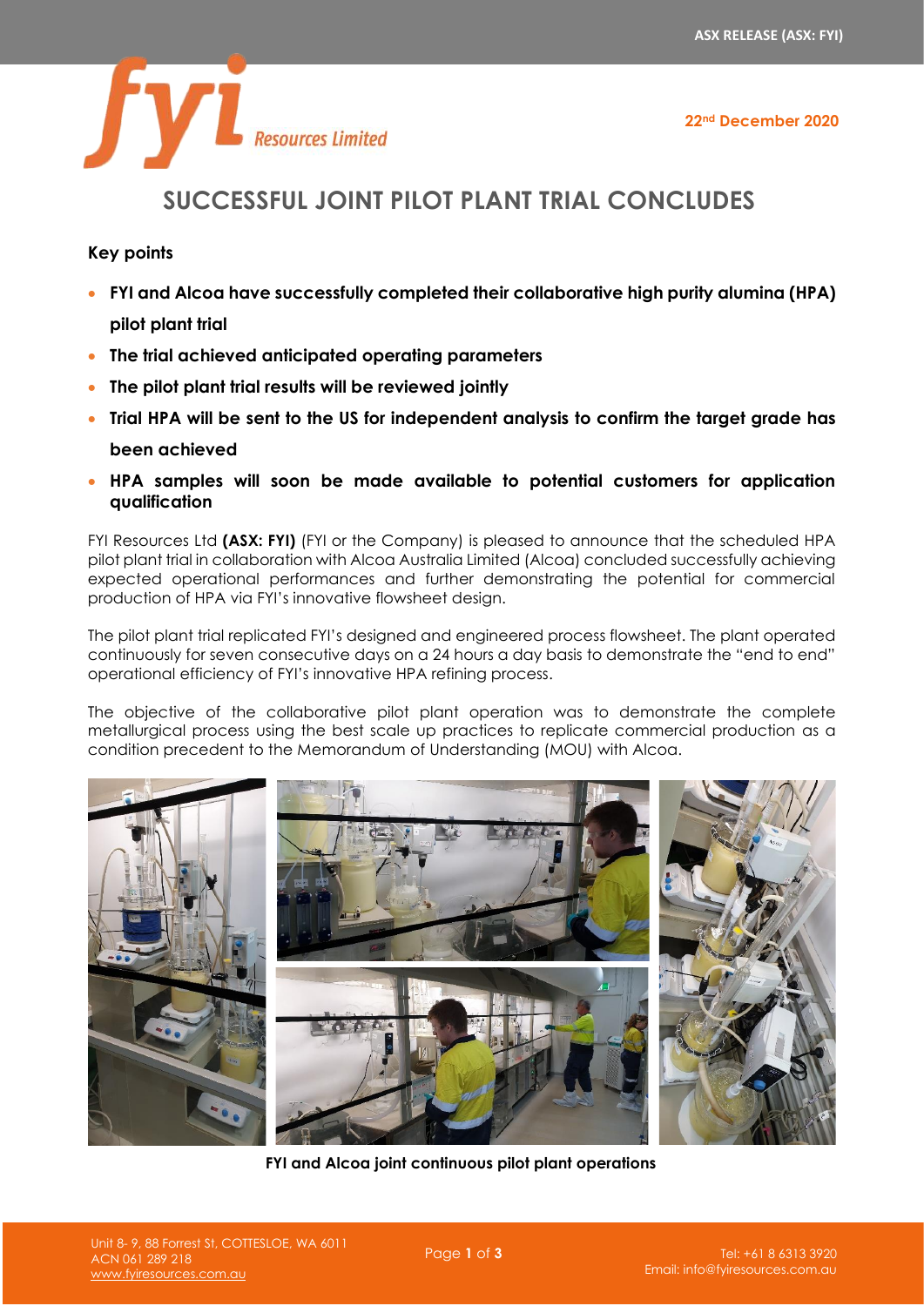ASX RELEASE (ASX: FYI)

22nd December 2020

# SUCCESSFUL JOINT PILOT PLANT TRIAL CONCLUDES

## Key points

- **FYI and Alcoa have successfully completed their collaborative high purity alumina (HPA) pilot plant trial**
- **The trial achieved anticipated operating parameters**
- **The pilot plant trial results will be reviewed jointly**
- **Trial HPA will be sent to the US for independent analysis to confirm the target grade has been achieved**
- **HPA samples will soon be made available to potential customers for application qualification**

FYI Resources Ltd **(ASX: FYI)** (FYI or the Company) is pleased to announce that the scheduled HPA pilot plant trial in collaboration with Alcoa Australia Limited (Alcoa) concluded successfully achieving expected operational performances and further demonstrating the potential for commercial production of HPA via FYI's innovative flowsheet design.

The pilot plant trial replicated FYI's designed and engineered process flowsheet. The plant operated continuously for seven consecutive days on a 24 hours a day basis to demonstrate the "end to end" operational efficiency of FYI's innovative HPA refining process.

The objective of the collaborative pilot plant operation was to demonstrate the complete metallurgical process using the best scale up practices to replicate commercial production as a condition precedent to the Memorandum of Understanding (MOU) with Alcoa.

**FYI and Alcoa joint continuous pilot plant operations**

Unit 8- 9, 88 Forrest St, COTTESLOE, WA 6011
ACN 061 289 218
www.fyiresources.com.au

Tel: +61 8 6313 3920
Email: info@fyiresources.com.au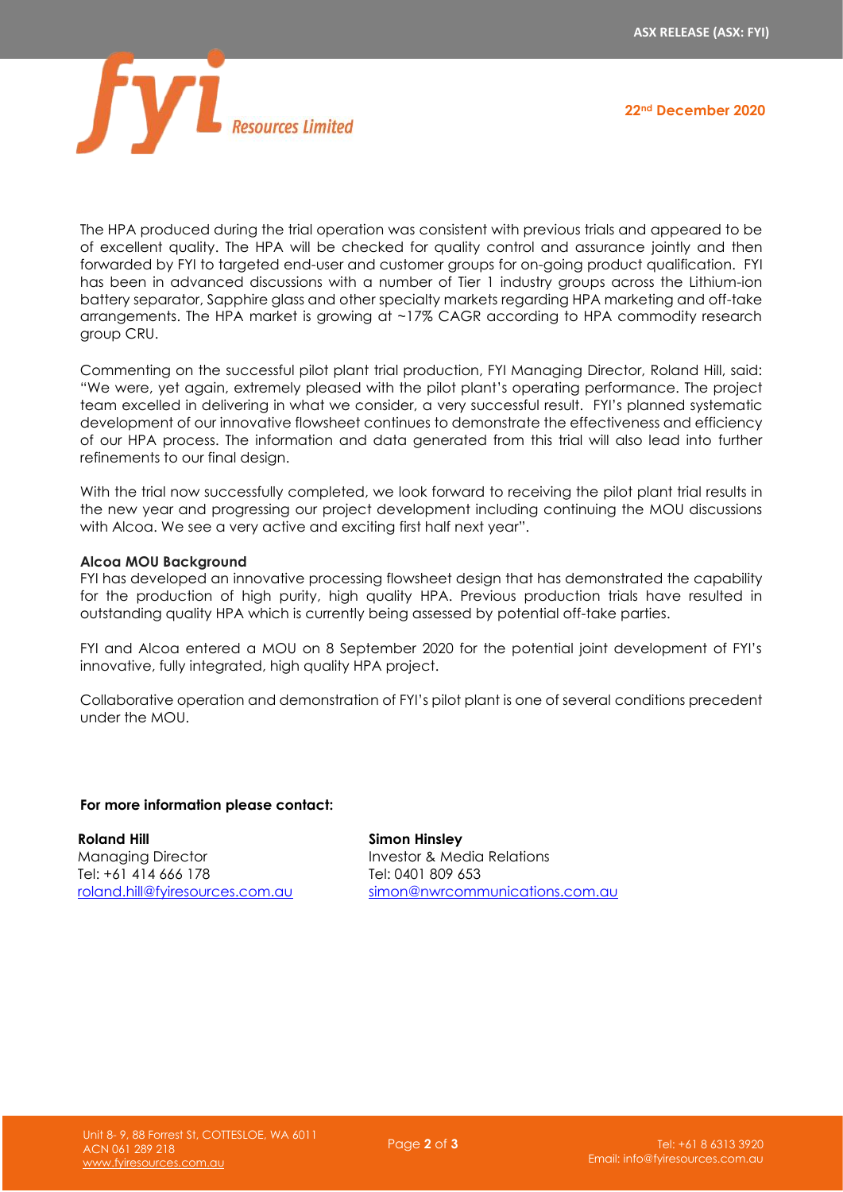The HPA produced during the trial operation was consistent with previous trials and appeared to be of excellent quality. The HPA will be checked for quality control and assurance jointly and then forwarded by FYI to targeted end-user and customer groups for on-going product qualification. FYI has been in advanced discussions with a number of Tier 1 industry groups across the Lithium-ion battery separator, Sapphire glass and other specialty markets regarding HPA marketing and off-take arrangements. The HPA market is growing at ~17% CAGR according to HPA commodity research group CRU.

Commenting on the successful pilot plant trial production, FYI Managing Director, Roland Hill, said: "We were, yet again, extremely pleased with the pilot plant's operating performance. The project team excelled in delivering in what we consider, a very successful result. FYI's planned systematic development of our innovative flowsheet continues to demonstrate the effectiveness and efficiency of our HPA process. The information and data generated from this trial will also lead into further refinements to our final design.

With the trial now successfully completed, we look forward to receiving the pilot plant trial results in the new year and progressing our project development including continuing the MOU discussions with Alcoa. We see a very active and exciting first half next year".

**Alcoa MOU Background**

FYI has developed an innovative processing flowsheet design that has demonstrated the capability for the production of high purity, high quality HPA. Previous production trials have resulted in outstanding quality HPA which is currently being assessed by potential off-take parties.

FYI and Alcoa entered a MOU on 8 September 2020 for the potential joint development of FYI's innovative, fully integrated, high quality HPA project.

Collaborative operation and demonstration of FYI's pilot plant is one of several conditions precedent under the MOU.

**For more information please contact:**

**Roland Hill**
Managing Director
Tel: +61 414 666 178
roland.hill@fyiresources.com.au

**Simon Hinsley**
Investor & Media Relations
Tel: 0401 809 653
simon@nwrcommunications.com.au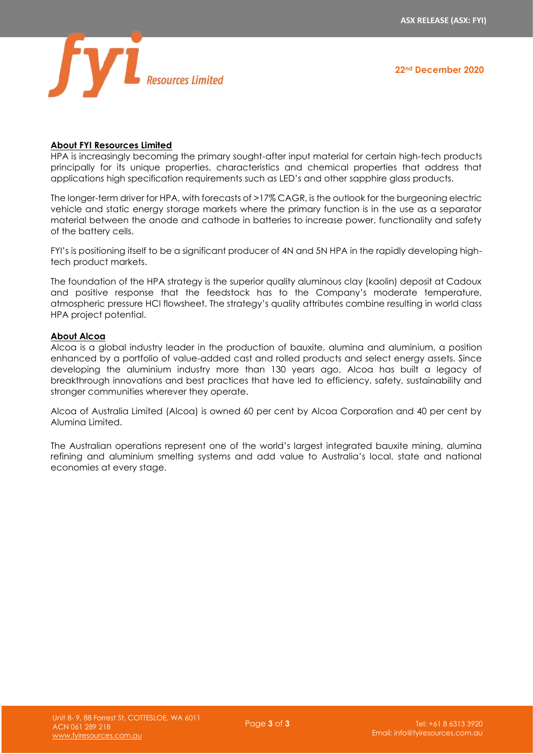## About FYI Resources Limited

HPA is increasingly becoming the primary sought-after input material for certain high-tech products principally for its unique properties, characteristics and chemical properties that address that applications high specification requirements such as LED's and other sapphire glass products.

The longer-term driver for HPA, with forecasts of >17% CAGR, is the outlook for the burgeoning electric vehicle and static energy storage markets where the primary function is in the use as a separator material between the anode and cathode in batteries to increase power, functionality and safety of the battery cells.

FYI's is positioning itself to be a significant producer of 4N and 5N HPA in the rapidly developing high-tech product markets.

The foundation of the HPA strategy is the superior quality aluminous clay (kaolin) deposit at Cadoux and positive response that the feedstock has to the Company's moderate temperature, atmospheric pressure HCl flowsheet. The strategy's quality attributes combine resulting in world class HPA project potential.

## About Alcoa

Alcoa is a global industry leader in the production of bauxite, alumina and aluminium, a position enhanced by a portfolio of value-added cast and rolled products and select energy assets. Since developing the aluminium industry more than 130 years ago, Alcoa has built a legacy of breakthrough innovations and best practices that have led to efficiency, safety, sustainability and stronger communities wherever they operate.

Alcoa of Australia Limited (Alcoa) is owned 60 per cent by Alcoa Corporation and 40 per cent by Alumina Limited.

The Australian operations represent one of the world's largest integrated bauxite mining, alumina refining and aluminium smelting systems and add value to Australia's local, state and national economies at every stage.